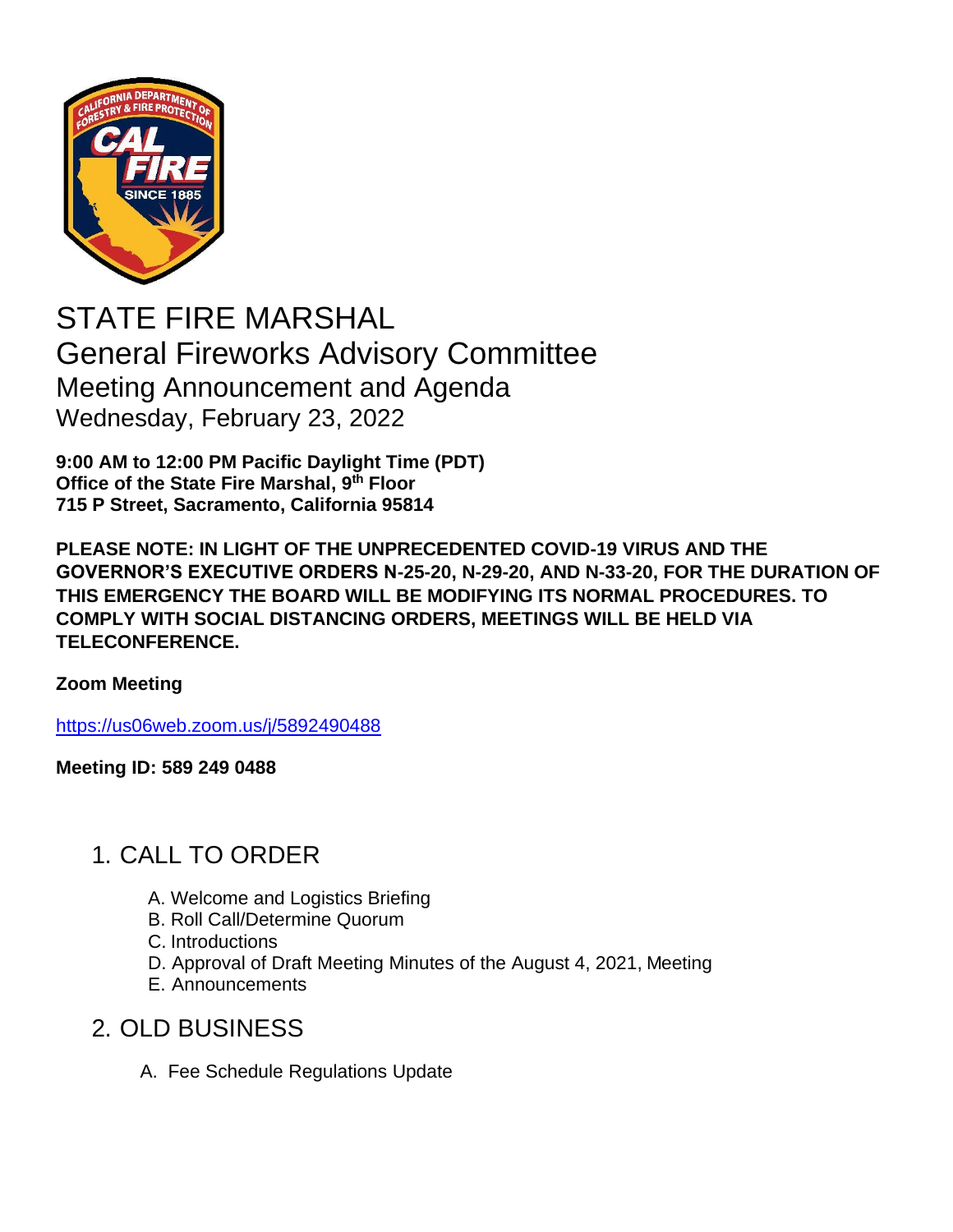# STATE FIRE MARSHAL

## General Fireworks Advisory Committee

### Meeting Announcement and Agenda

Wednesday, February 23, 2022

**9:00 AM to 12:00 PM Pacific Daylight Time (PDT)**
**Office of the State Fire Marshal, 9th Floor**
**715 P Street, Sacramento, California 95814**

**PLEASE NOTE: IN LIGHT OF THE UNPRECEDENTED COVID-19 VIRUS AND THE GOVERNOR'S EXECUTIVE ORDERS N-25-20, N-29-20, AND N-33-20, FOR THE DURATION OF THIS EMERGENCY THE BOARD WILL BE MODIFYING ITS NORMAL PROCEDURES. TO COMPLY WITH SOCIAL DISTANCING ORDERS, MEETINGS WILL BE HELD VIA TELECONFERENCE.**

**Zoom Meeting**

https://us06web.zoom.us/j/5892490488

**Meeting ID: 589 249 0488**

## 1. CALL TO ORDER

A. Welcome and Logistics Briefing
B. Roll Call/Determine Quorum
C. Introductions
D. Approval of Draft Meeting Minutes of the August 4, 2021, Meeting
E. Announcements

## 2. OLD BUSINESS

A. Fee Schedule Regulations Update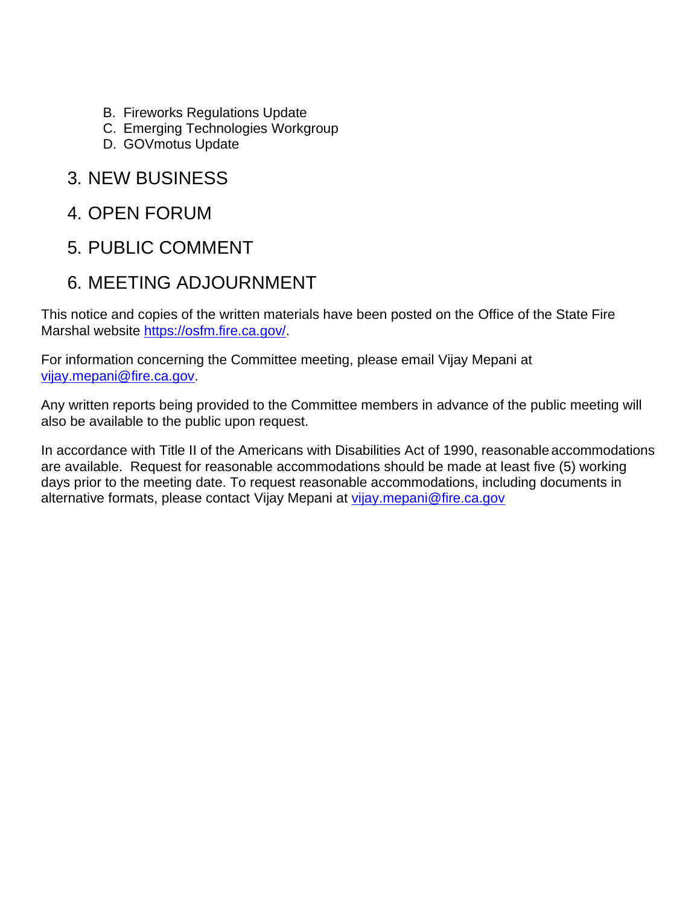B. Fireworks Regulations Update
C. Emerging Technologies Workgroup
D. GOVmotus Update

3. NEW BUSINESS

4. OPEN FORUM

5. PUBLIC COMMENT

6. MEETING ADJOURNMENT

This notice and copies of the written materials have been posted on the Office of the State Fire Marshal website [https://osfm.fire.ca.gov/](https://osfm.fire.ca.gov/).

For information concerning the Committee meeting, please email Vijay Mepani at [vijay.mepani@fire.ca.gov](mailto:vijay.mepani@fire.ca.gov).

Any written reports being provided to the Committee members in advance of the public meeting will also be available to the public upon request.

In accordance with Title II of the Americans with Disabilities Act of 1990, reasonable accommodations are available. Request for reasonable accommodations should be made at least five (5) working days prior to the meeting date. To request reasonable accommodations, including documents in alternative formats, please contact Vijay Mepani at [vijay.mepani@fire.ca.gov](mailto:vijay.mepani@fire.ca.gov)